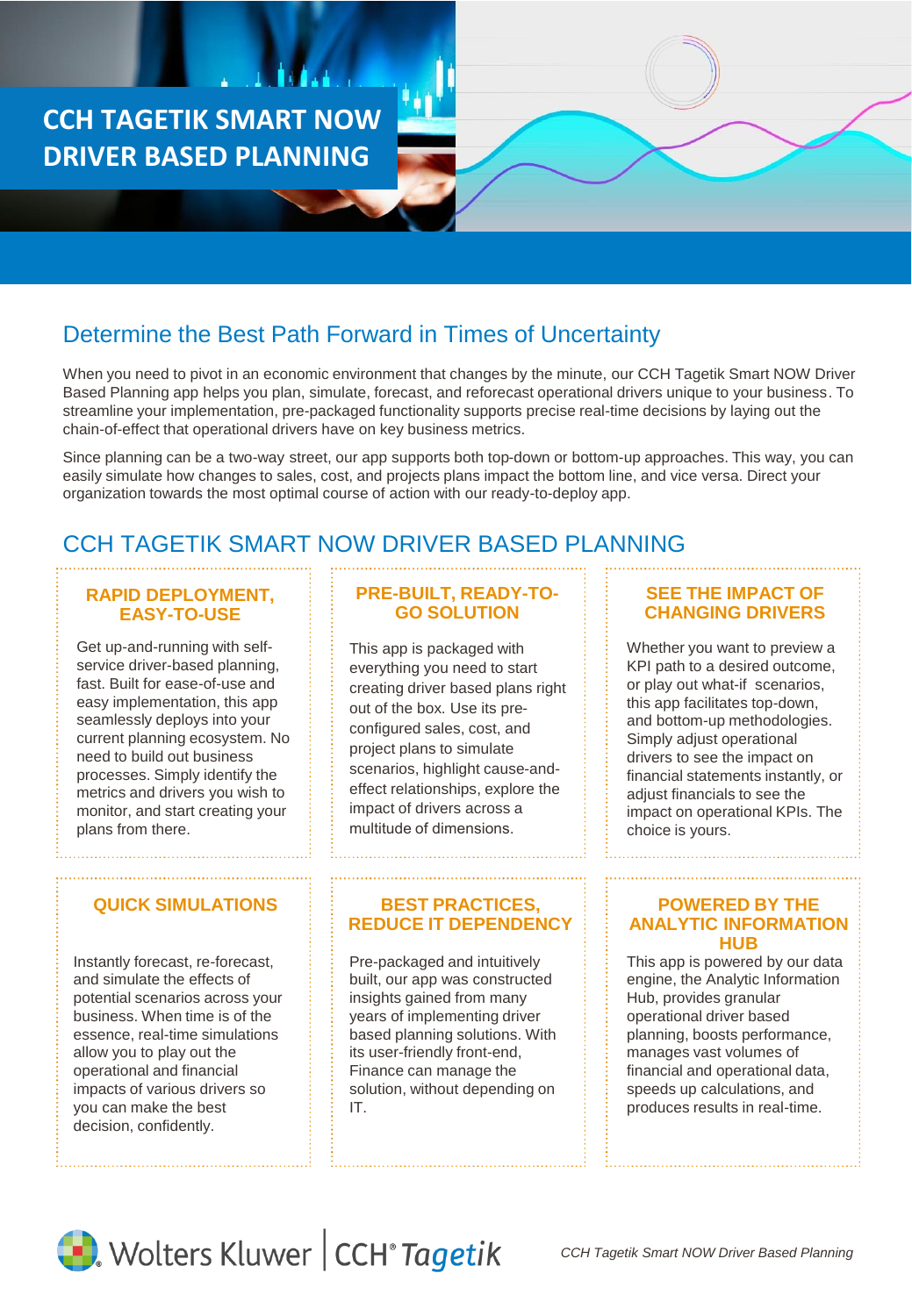# CCH TAGETIK SMART NOW DRIVER BASED PLANNING

## Determine the Best Path Forward in Times of Uncertainty

When you need to pivot in an economic environment that changes by the minute, our CCH Tagetik Smart NOW Driver Based Planning app helps you plan, simulate, forecast, and reforecast operational drivers unique to your business. To streamline your implementation, pre-packaged functionality supports precise real-time decisions by laying out the chain-of-effect that operational drivers have on key business metrics.

Since planning can be a two-way street, our app supports both top-down or bottom-up approaches. This way, you can easily simulate how changes to sales, cost, and projects plans impact the bottom line, and vice versa. Direct your organization towards the most optimal course of action with our ready-to-deploy app.

## CCH TAGETIK SMART NOW DRIVER BASED PLANNING

### RAPID DEPLOYMENT, EASY-TO-USE

Get up-and-running with self-service driver-based planning, fast. Built for ease-of-use and easy implementation, this app seamlessly deploys into your current planning ecosystem. No need to build out business processes. Simply identify the metrics and drivers you wish to monitor, and start creating your plans from there.

### PRE-BUILT, READY-TO-GO SOLUTION

This app is packaged with everything you need to start creating driver based plans right out of the box. Use its pre-configured sales, cost, and project plans to simulate scenarios, highlight cause-and-effect relationships, explore the impact of drivers across a multitude of dimensions.

### SEE THE IMPACT OF CHANGING DRIVERS

Whether you want to preview a KPI path to a desired outcome, or play out what-if scenarios, this app facilitates top-down, and bottom-up methodologies. Simply adjust operational drivers to see the impact on financial statements instantly, or adjust financials to see the impact on operational KPIs. The choice is yours.

### QUICK SIMULATIONS

Instantly forecast, re-forecast, and simulate the effects of potential scenarios across your business. When time is of the essence, real-time simulations allow you to play out the operational and financial impacts of various drivers so you can make the best decision, confidently.

### BEST PRACTICES, REDUCE IT DEPENDENCY

Pre-packaged and intuitively built, our app was constructed insights gained from many years of implementing driver based planning solutions. With its user-friendly front-end, Finance can manage the solution, without depending on IT.

### POWERED BY THE ANALYTIC INFORMATION HUB

This app is powered by our data engine, the Analytic Information Hub, provides granular operational driver based planning, boosts performance, manages vast volumes of financial and operational data, speeds up calculations, and produces results in real-time.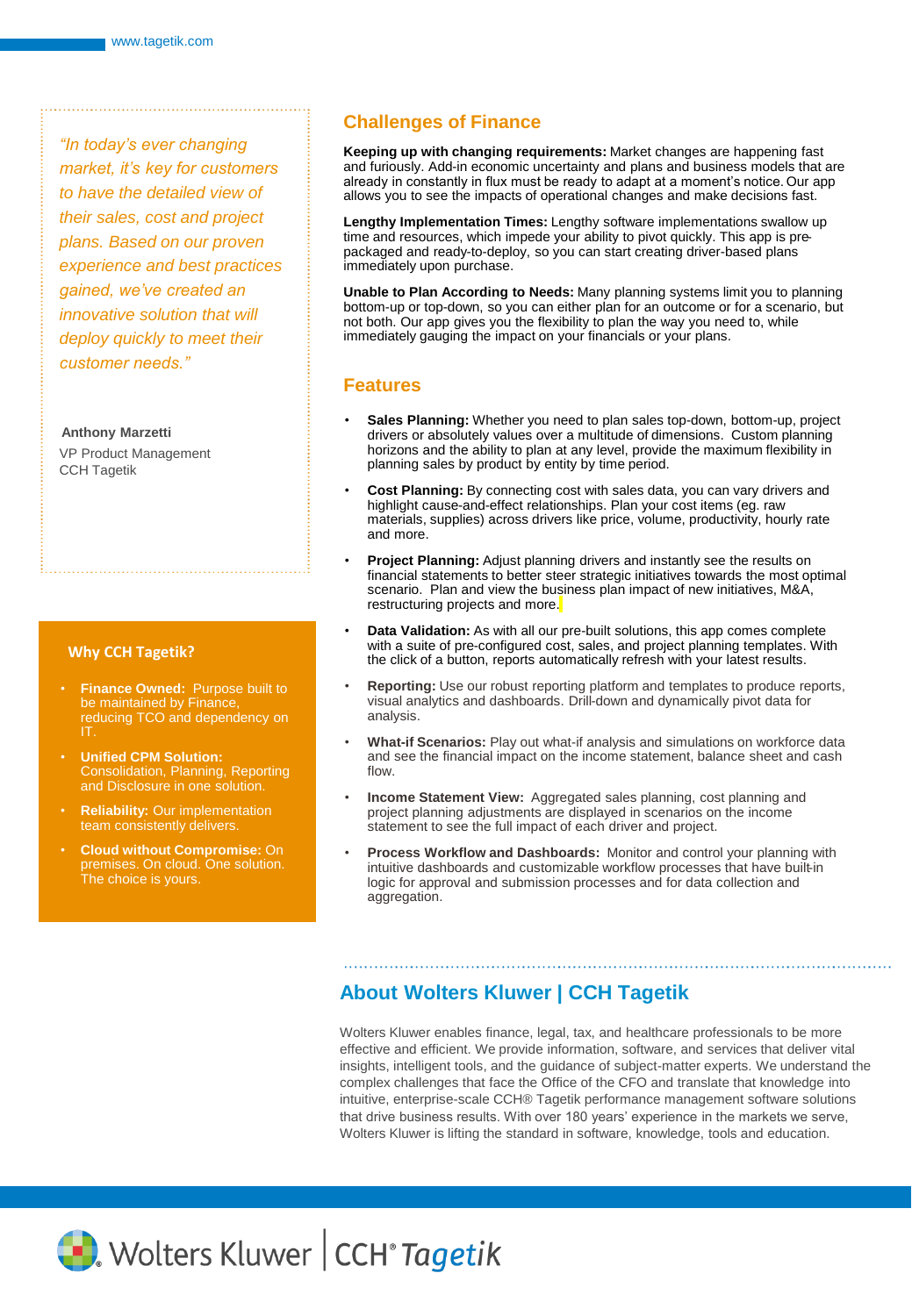*"In today's ever changing market, it's key for customers to have the detailed view of their sales, cost and project plans. Based on our proven experience and best practices gained, we've created an innovative solution that will deploy quickly to meet their customer needs."*

**Anthony Marzetti**
VP Product Management
CCH Tagetik

### Why CCH Tagetik?

- **Finance Owned:** Purpose built to be maintained by Finance, reducing TCO and dependency on IT.
- **Unified CPM Solution:** Consolidation, Planning, Reporting and Disclosure in one solution.
- **Reliability:** Our implementation team consistently delivers.
- **Cloud without Compromise:** On premises. On cloud. One solution. The choice is yours.

## Challenges of Finance

**Keeping up with changing requirements:** Market changes are happening fast and furiously. Add-in economic uncertainty and plans and business models that are already in constantly in flux must be ready to adapt at a moment's notice. Our app allows you to see the impacts of operational changes and make decisions fast.

**Lengthy Implementation Times:** Lengthy software implementations swallow up time and resources, which impede your ability to pivot quickly. This app is pre-packaged and ready-to-deploy, so you can start creating driver-based plans immediately upon purchase.

**Unable to Plan According to Needs:** Many planning systems limit you to planning bottom-up or top-down, so you can either plan for an outcome or for a scenario, but not both. Our app gives you the flexibility to plan the way you need to, while immediately gauging the impact on your financials or your plans.

## Features

- **Sales Planning:** Whether you need to plan sales top-down, bottom-up, project drivers or absolutely values over a multitude of dimensions. Custom planning horizons and the ability to plan at any level, provide the maximum flexibility in planning sales by product by entity by time period.
- **Cost Planning:** By connecting cost with sales data, you can vary drivers and highlight cause-and-effect relationships. Plan your cost items (eg. raw materials, supplies) across drivers like price, volume, productivity, hourly rate and more.
- **Project Planning:** Adjust planning drivers and instantly see the results on financial statements to better steer strategic initiatives towards the most optimal scenario. Plan and view the business plan impact of new initiatives, M&A, restructuring projects and more.
- **Data Validation:** As with all our pre-built solutions, this app comes complete with a suite of pre-configured cost, sales, and project planning templates. With the click of a button, reports automatically refresh with your latest results.
- **Reporting:** Use our robust reporting platform and templates to produce reports, visual analytics and dashboards. Drill-down and dynamically pivot data for analysis.
- **What-if Scenarios:** Play out what-if analysis and simulations on workforce data and see the financial impact on the income statement, balance sheet and cash flow.
- **Income Statement View:** Aggregated sales planning, cost planning and project planning adjustments are displayed in scenarios on the income statement to see the full impact of each driver and project.
- **Process Workflow and Dashboards:** Monitor and control your planning with intuitive dashboards and customizable workflow processes that have built-in logic for approval and submission processes and for data collection and aggregation.

## About Wolters Kluwer | CCH Tagetik

Wolters Kluwer enables finance, legal, tax, and healthcare professionals to be more effective and efficient. We provide information, software, and services that deliver vital insights, intelligent tools, and the guidance of subject-matter experts. We understand the complex challenges that face the Office of the CFO and translate that knowledge into intuitive, enterprise-scale CCH® Tagetik performance management software solutions that drive business results. With over 180 years' experience in the markets we serve, Wolters Kluwer is lifting the standard in software, knowledge, tools and education.

Wolters Kluwer | CCH® Tagetik